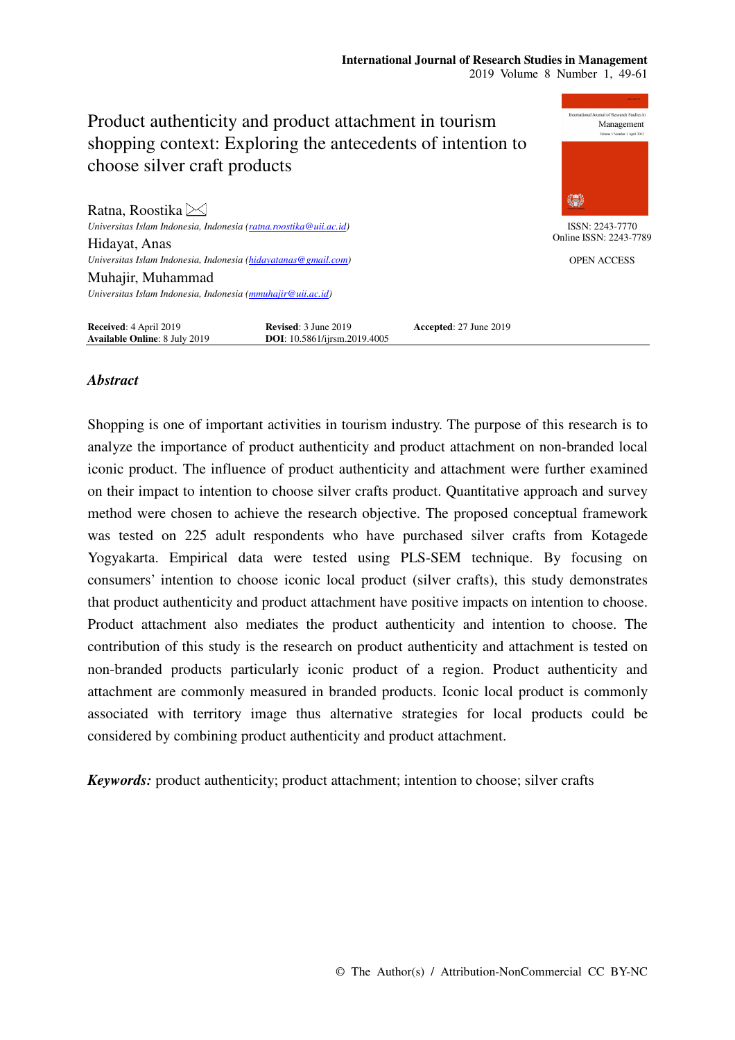# Product authenticity and product attachment in tourism shopping context: Exploring the antecedents of intention to choose silver craft products

ISSN: 2243-7770
Online ISSN: 2243-7789

OPEN ACCESS

**Ratna, Roostika** ✉
*Universitas Islam Indonesia, Indonesia (ratna.roostika@uii.ac.id)*

**Hidayat, Anas**
*Universitas Islam Indonesia, Indonesia (hidayatanas@gmail.com)*

**Muhajir, Muhammad**
*Universitas Islam Indonesia, Indonesia (mmuhajir@uii.ac.id)*

**Received**: 4 April 2019 **Revised**: 3 June 2019 **Accepted**: 27 June 2019
**Available Online**: 8 July 2019 **DOI**: 10.5861/ijrsm.2019.4005

## *Abstract*

Shopping is one of important activities in tourism industry. The purpose of this research is to analyze the importance of product authenticity and product attachment on non-branded local iconic product. The influence of product authenticity and attachment were further examined on their impact to intention to choose silver crafts product. Quantitative approach and survey method were chosen to achieve the research objective. The proposed conceptual framework was tested on 225 adult respondents who have purchased silver crafts from Kotagede Yogyakarta. Empirical data were tested using PLS-SEM technique. By focusing on consumers' intention to choose iconic local product (silver crafts), this study demonstrates that product authenticity and product attachment have positive impacts on intention to choose. Product attachment also mediates the product authenticity and intention to choose. The contribution of this study is the research on product authenticity and attachment is tested on non-branded products particularly iconic product of a region. Product authenticity and attachment are commonly measured in branded products. Iconic local product is commonly associated with territory image thus alternative strategies for local products could be considered by combining product authenticity and product attachment.

***Keywords:*** product authenticity; product attachment; intention to choose; silver crafts

© The Author(s) / Attribution-NonCommercial CC BY-NC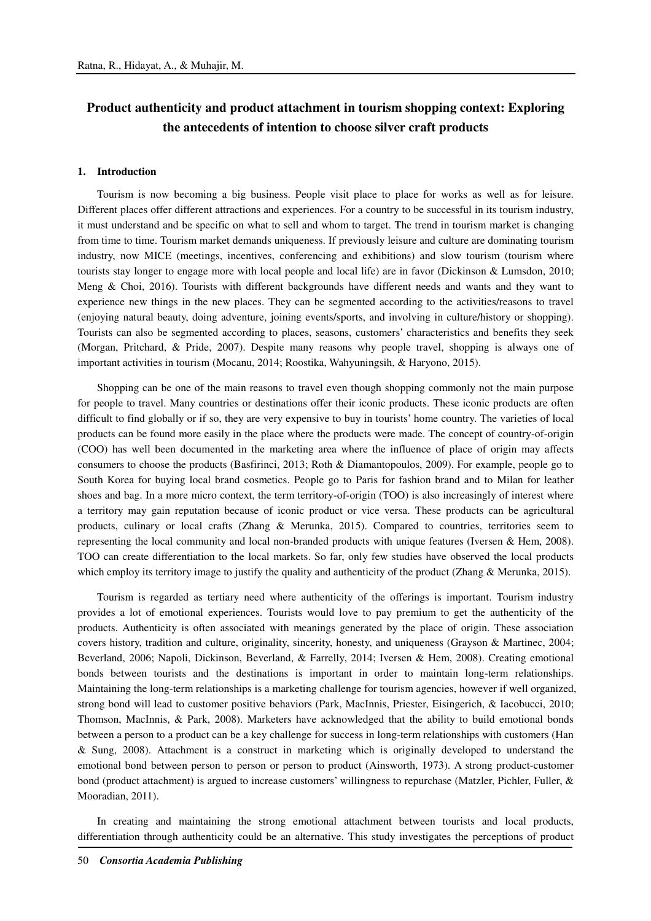# Product authenticity and product attachment in tourism shopping context: Exploring the antecedents of intention to choose silver craft products

## 1. Introduction

Tourism is now becoming a big business. People visit place to place for works as well as for leisure. Different places offer different attractions and experiences. For a country to be successful in its tourism industry, it must understand and be specific on what to sell and whom to target. The trend in tourism market is changing from time to time. Tourism market demands uniqueness. If previously leisure and culture are dominating tourism industry, now MICE (meetings, incentives, conferencing and exhibitions) and slow tourism (tourism where tourists stay longer to engage more with local people and local life) are in favor (Dickinson & Lumsdon, 2010; Meng & Choi, 2016). Tourists with different backgrounds have different needs and wants and they want to experience new things in the new places. They can be segmented according to the activities/reasons to travel (enjoying natural beauty, doing adventure, joining events/sports, and involving in culture/history or shopping). Tourists can also be segmented according to places, seasons, customers' characteristics and benefits they seek (Morgan, Pritchard, & Pride, 2007). Despite many reasons why people travel, shopping is always one of important activities in tourism (Mocanu, 2014; Roostika, Wahyuningsih, & Haryono, 2015).

Shopping can be one of the main reasons to travel even though shopping commonly not the main purpose for people to travel. Many countries or destinations offer their iconic products. These iconic products are often difficult to find globally or if so, they are very expensive to buy in tourists' home country. The varieties of local products can be found more easily in the place where the products were made. The concept of country-of-origin (COO) has well been documented in the marketing area where the influence of place of origin may affects consumers to choose the products (Basfirinci, 2013; Roth & Diamantopoulos, 2009). For example, people go to South Korea for buying local brand cosmetics. People go to Paris for fashion brand and to Milan for leather shoes and bag. In a more micro context, the term territory-of-origin (TOO) is also increasingly of interest where a territory may gain reputation because of iconic product or vice versa. These products can be agricultural products, culinary or local crafts (Zhang & Merunka, 2015). Compared to countries, territories seem to representing the local community and local non-branded products with unique features (Iversen & Hem, 2008). TOO can create differentiation to the local markets. So far, only few studies have observed the local products which employ its territory image to justify the quality and authenticity of the product (Zhang & Merunka, 2015).

Tourism is regarded as tertiary need where authenticity of the offerings is important. Tourism industry provides a lot of emotional experiences. Tourists would love to pay premium to get the authenticity of the products. Authenticity is often associated with meanings generated by the place of origin. These association covers history, tradition and culture, originality, sincerity, honesty, and uniqueness (Grayson & Martinec, 2004; Beverland, 2006; Napoli, Dickinson, Beverland, & Farrelly, 2014; Iversen & Hem, 2008). Creating emotional bonds between tourists and the destinations is important in order to maintain long-term relationships. Maintaining the long-term relationships is a marketing challenge for tourism agencies, however if well organized, strong bond will lead to customer positive behaviors (Park, MacInnis, Priester, Eisingerich, & Iacobucci, 2010; Thomson, MacInnis, & Park, 2008). Marketers have acknowledged that the ability to build emotional bonds between a person to a product can be a key challenge for success in long-term relationships with customers (Han & Sung, 2008). Attachment is a construct in marketing which is originally developed to understand the emotional bond between person to person or person to product (Ainsworth, 1973). A strong product-customer bond (product attachment) is argued to increase customers' willingness to repurchase (Matzler, Pichler, Fuller, & Mooradian, 2011).

In creating and maintaining the strong emotional attachment between tourists and local products, differentiation through authenticity could be an alternative. This study investigates the perceptions of product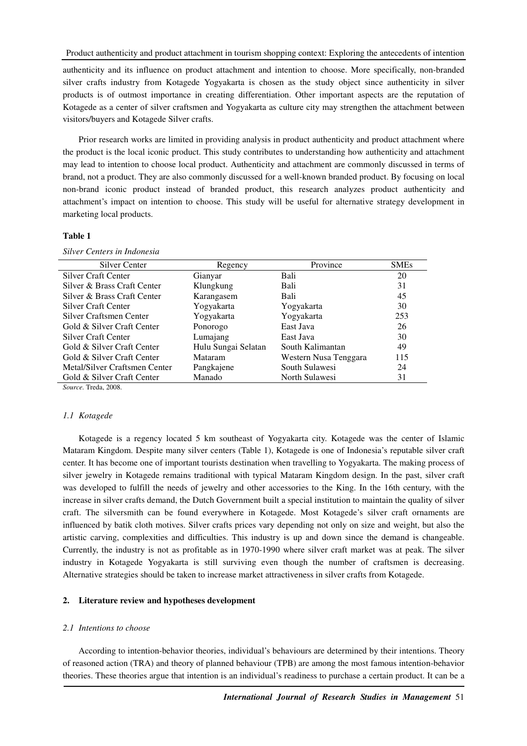authenticity and its influence on product attachment and intention to choose. More specifically, non-branded silver crafts industry from Kotagede Yogyakarta is chosen as the study object since authenticity in silver products is of outmost importance in creating differentiation. Other important aspects are the reputation of Kotagede as a center of silver craftsmen and Yogyakarta as culture city may strengthen the attachment between visitors/buyers and Kotagede Silver crafts.

Prior research works are limited in providing analysis in product authenticity and product attachment where the product is the local iconic product. This study contributes to understanding how authenticity and attachment may lead to intention to choose local product. Authenticity and attachment are commonly discussed in terms of brand, not a product. They are also commonly discussed for a well-known branded product. By focusing on local non-brand iconic product instead of branded product, this research analyzes product authenticity and attachment's impact on intention to choose. This study will be useful for alternative strategy development in marketing local products.

**Table 1**

*Silver Centers in Indonesia*

| Silver Center | Regency | Province | SMEs |
|---|---|---|---|
| Silver Craft Center | Gianyar | Bali | 20 |
| Silver & Brass Craft Center | Klungkung | Bali | 31 |
| Silver & Brass Craft Center | Karangasem | Bali | 45 |
| Silver Craft Center | Yogyakarta | Yogyakarta | 30 |
| Silver Craftsmen Center | Yogyakarta | Yogyakarta | 253 |
| Gold & Silver Craft Center | Ponorogo | East Java | 26 |
| Silver Craft Center | Lumajang | East Java | 30 |
| Gold & Silver Craft Center | Hulu Sungai Selatan | South Kalimantan | 49 |
| Gold & Silver Craft Center | Mataram | Western Nusa Tenggara | 115 |
| Metal/Silver Craftsmen Center | Pangkajene | South Sulawesi | 24 |
| Gold & Silver Craft Center | Manado | North Sulawesi | 31 |

*Source*. Treda, 2008.

### *1.1 Kotagede*

Kotagede is a regency located 5 km southeast of Yogyakarta city. Kotagede was the center of Islamic Mataram Kingdom. Despite many silver centers (Table 1), Kotagede is one of Indonesia's reputable silver craft center. It has become one of important tourists destination when travelling to Yogyakarta. The making process of silver jewelry in Kotagede remains traditional with typical Mataram Kingdom design. In the past, silver craft was developed to fulfill the needs of jewelry and other accessories to the King. In the 16th century, with the increase in silver crafts demand, the Dutch Government built a special institution to maintain the quality of silver craft. The silversmith can be found everywhere in Kotagede. Most Kotagede's silver craft ornaments are influenced by batik cloth motives. Silver crafts prices vary depending not only on size and weight, but also the artistic carving, complexities and difficulties. This industry is up and down since the demand is changeable. Currently, the industry is not as profitable as in 1970-1990 where silver craft market was at peak. The silver industry in Kotagede Yogyakarta is still surviving even though the number of craftsmen is decreasing. Alternative strategies should be taken to increase market attractiveness in silver crafts from Kotagede.

## 2. Literature review and hypotheses development

### *2.1 Intentions to choose*

According to intention-behavior theories, individual's behaviours are determined by their intentions. Theory of reasoned action (TRA) and theory of planned behaviour (TPB) are among the most famous intention-behavior theories. These theories argue that intention is an individual's readiness to purchase a certain product. It can be a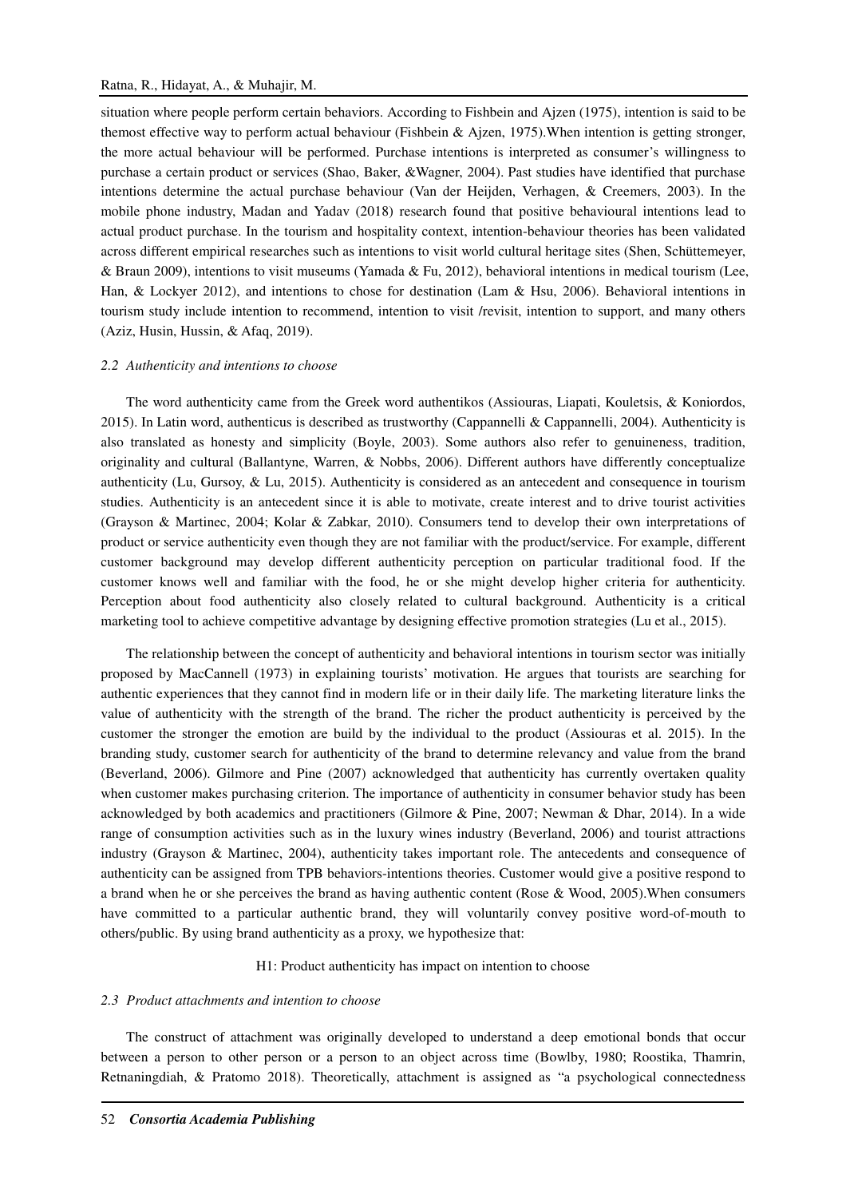situation where people perform certain behaviors. According to Fishbein and Ajzen (1975), intention is said to be themost effective way to perform actual behaviour (Fishbein & Ajzen, 1975).When intention is getting stronger, the more actual behaviour will be performed. Purchase intentions is interpreted as consumer's willingness to purchase a certain product or services (Shao, Baker, &Wagner, 2004). Past studies have identified that purchase intentions determine the actual purchase behaviour (Van der Heijden, Verhagen, & Creemers, 2003). In the mobile phone industry, Madan and Yadav (2018) research found that positive behavioural intentions lead to actual product purchase. In the tourism and hospitality context, intention-behaviour theories has been validated across different empirical researches such as intentions to visit world cultural heritage sites (Shen, Schüttemeyer, & Braun 2009), intentions to visit museums (Yamada & Fu, 2012), behavioral intentions in medical tourism (Lee, Han, & Lockyer 2012), and intentions to chose for destination (Lam & Hsu, 2006). Behavioral intentions in tourism study include intention to recommend, intention to visit /revisit, intention to support, and many others (Aziz, Husin, Hussin, & Afaq, 2019).

### *2.2 Authenticity and intentions to choose*

The word authenticity came from the Greek word authentikos (Assiouras, Liapati, Kouletsis, & Koniordos, 2015). In Latin word, authenticus is described as trustworthy (Cappannelli & Cappannelli, 2004). Authenticity is also translated as honesty and simplicity (Boyle, 2003). Some authors also refer to genuineness, tradition, originality and cultural (Ballantyne, Warren, & Nobbs, 2006). Different authors have differently conceptualize authenticity (Lu, Gursoy, & Lu, 2015). Authenticity is considered as an antecedent and consequence in tourism studies. Authenticity is an antecedent since it is able to motivate, create interest and to drive tourist activities (Grayson & Martinec, 2004; Kolar & Zabkar, 2010). Consumers tend to develop their own interpretations of product or service authenticity even though they are not familiar with the product/service. For example, different customer background may develop different authenticity perception on particular traditional food. If the customer knows well and familiar with the food, he or she might develop higher criteria for authenticity. Perception about food authenticity also closely related to cultural background. Authenticity is a critical marketing tool to achieve competitive advantage by designing effective promotion strategies (Lu et al., 2015).

The relationship between the concept of authenticity and behavioral intentions in tourism sector was initially proposed by MacCannell (1973) in explaining tourists' motivation. He argues that tourists are searching for authentic experiences that they cannot find in modern life or in their daily life. The marketing literature links the value of authenticity with the strength of the brand. The richer the product authenticity is perceived by the customer the stronger the emotion are build by the individual to the product (Assiouras et al. 2015). In the branding study, customer search for authenticity of the brand to determine relevancy and value from the brand (Beverland, 2006). Gilmore and Pine (2007) acknowledged that authenticity has currently overtaken quality when customer makes purchasing criterion. The importance of authenticity in consumer behavior study has been acknowledged by both academics and practitioners (Gilmore & Pine, 2007; Newman & Dhar, 2014). In a wide range of consumption activities such as in the luxury wines industry (Beverland, 2006) and tourist attractions industry (Grayson & Martinec, 2004), authenticity takes important role. The antecedents and consequence of authenticity can be assigned from TPB behaviors-intentions theories. Customer would give a positive respond to a brand when he or she perceives the brand as having authentic content (Rose & Wood, 2005).When consumers have committed to a particular authentic brand, they will voluntarily convey positive word-of-mouth to others/public. By using brand authenticity as a proxy, we hypothesize that:

H1: Product authenticity has impact on intention to choose

### *2.3 Product attachments and intention to choose*

The construct of attachment was originally developed to understand a deep emotional bonds that occur between a person to other person or a person to an object across time (Bowlby, 1980; Roostika, Thamrin, Retnaningdiah, & Pratomo 2018). Theoretically, attachment is assigned as "a psychological connectedness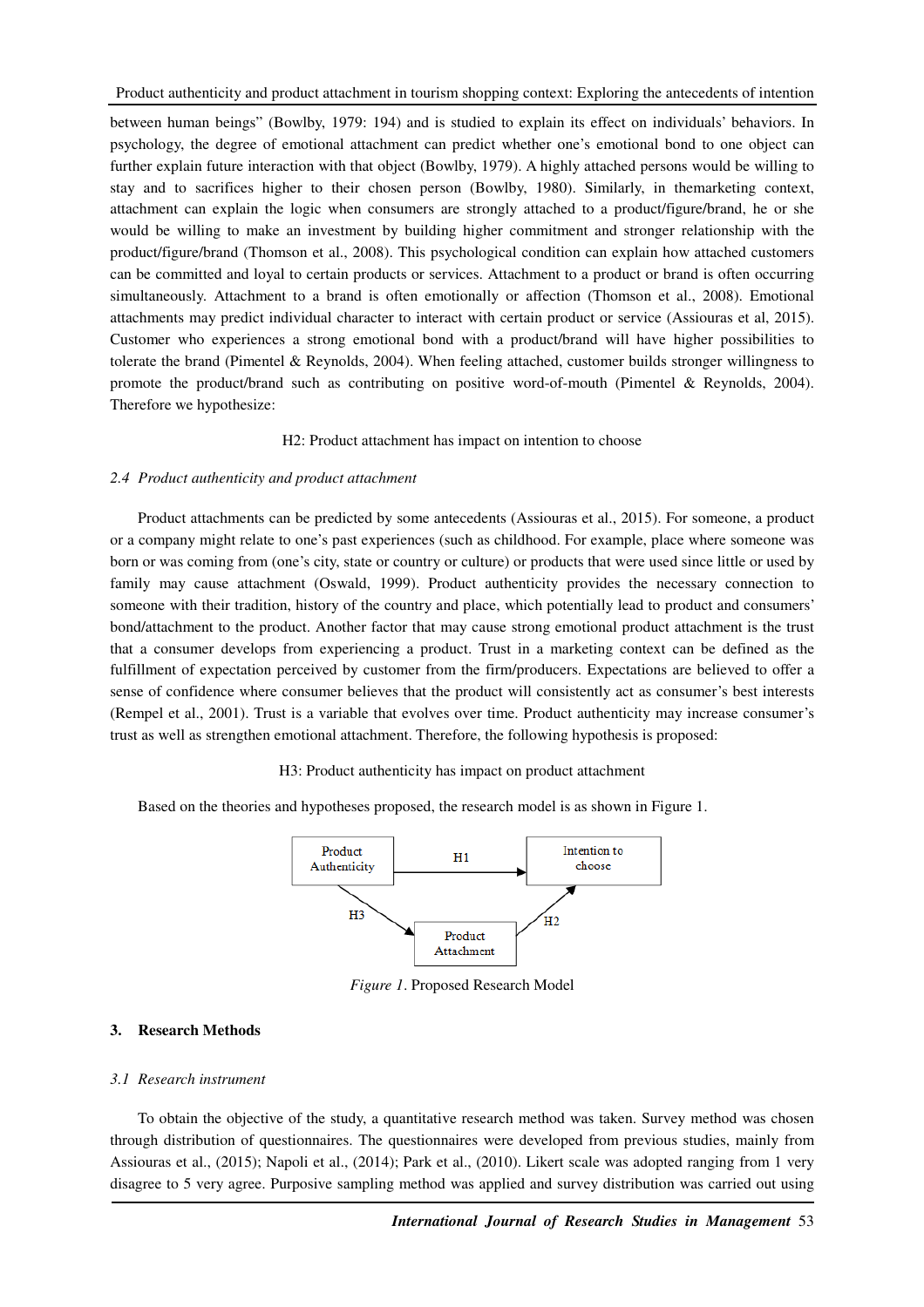between human beings" (Bowlby, 1979: 194) and is studied to explain its effect on individuals' behaviors. In psychology, the degree of emotional attachment can predict whether one's emotional bond to one object can further explain future interaction with that object (Bowlby, 1979). A highly attached persons would be willing to stay and to sacrifices higher to their chosen person (Bowlby, 1980). Similarly, in themarketing context, attachment can explain the logic when consumers are strongly attached to a product/figure/brand, he or she would be willing to make an investment by building higher commitment and stronger relationship with the product/figure/brand (Thomson et al., 2008). This psychological condition can explain how attached customers can be committed and loyal to certain products or services. Attachment to a product or brand is often occurring simultaneously. Attachment to a brand is often emotionally or affection (Thomson et al., 2008). Emotional attachments may predict individual character to interact with certain product or service (Assiouras et al, 2015). Customer who experiences a strong emotional bond with a product/brand will have higher possibilities to tolerate the brand (Pimentel & Reynolds, 2004). When feeling attached, customer builds stronger willingness to promote the product/brand such as contributing on positive word-of-mouth (Pimentel & Reynolds, 2004). Therefore we hypothesize:

H2: Product attachment has impact on intention to choose

### 2.4 Product authenticity and product attachment

Product attachments can be predicted by some antecedents (Assiouras et al., 2015). For someone, a product or a company might relate to one's past experiences (such as childhood. For example, place where someone was born or was coming from (one's city, state or country or culture) or products that were used since little or used by family may cause attachment (Oswald, 1999). Product authenticity provides the necessary connection to someone with their tradition, history of the country and place, which potentially lead to product and consumers' bond/attachment to the product. Another factor that may cause strong emotional product attachment is the trust that a consumer develops from experiencing a product. Trust in a marketing context can be defined as the fulfillment of expectation perceived by customer from the firm/producers. Expectations are believed to offer a sense of confidence where consumer believes that the product will consistently act as consumer's best interests (Rempel et al., 2001). Trust is a variable that evolves over time. Product authenticity may increase consumer's trust as well as strengthen emotional attachment. Therefore, the following hypothesis is proposed:

H3: Product authenticity has impact on product attachment

Based on the theories and hypotheses proposed, the research model is as shown in Figure 1.

*Figure 1*. Proposed Research Model

## 3. Research Methods

### 3.1 Research instrument

To obtain the objective of the study, a quantitative research method was taken. Survey method was chosen through distribution of questionnaires. The questionnaires were developed from previous studies, mainly from Assiouras et al., (2015); Napoli et al., (2014); Park et al., (2010). Likert scale was adopted ranging from 1 very disagree to 5 very agree. Purposive sampling method was applied and survey distribution was carried out using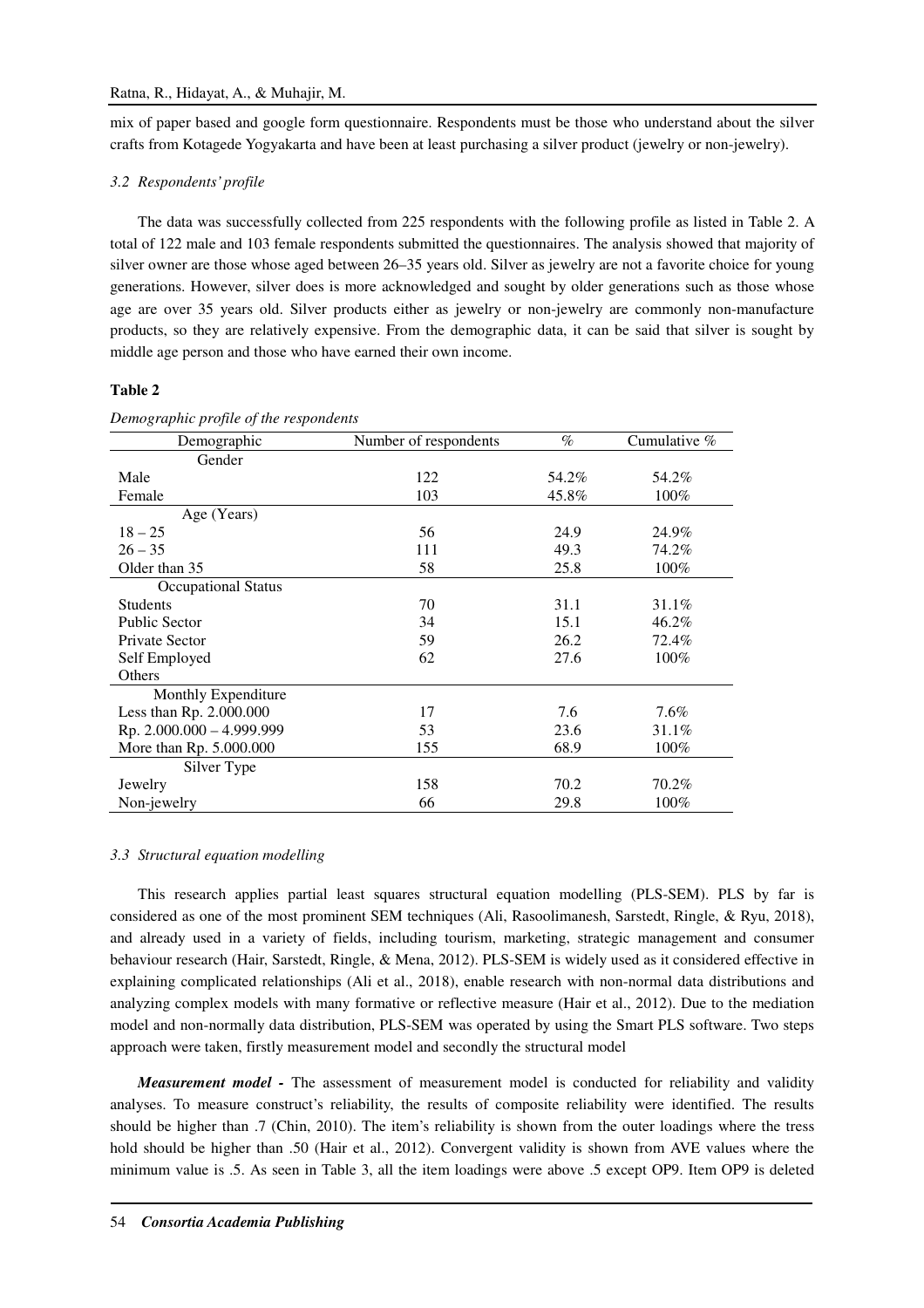mix of paper based and google form questionnaire. Respondents must be those who understand about the silver crafts from Kotagede Yogyakarta and have been at least purchasing a silver product (jewelry or non-jewelry).

### *3.2 Respondents' profile*

The data was successfully collected from 225 respondents with the following profile as listed in Table 2. A total of 122 male and 103 female respondents submitted the questionnaires. The analysis showed that majority of silver owner are those whose aged between 26–35 years old. Silver as jewelry are not a favorite choice for young generations. However, silver does is more acknowledged and sought by older generations such as those whose age are over 35 years old. Silver products either as jewelry or non-jewelry are commonly non-manufacture products, so they are relatively expensive. From the demographic data, it can be said that silver is sought by middle age person and those who have earned their own income.

**Table 2**

*Demographic profile of the respondents*

| Demographic | Number of respondents | % | Cumulative % |
|---|---|---|---|
| Gender | | | |
| Male | 122 | 54.2% | 54.2% |
| Female | 103 | 45.8% | 100% |
| Age (Years) | | | |
| 18 – 25 | 56 | 24.9 | 24.9% |
| 26 – 35 | 111 | 49.3 | 74.2% |
| Older than 35 | 58 | 25.8 | 100% |
| Occupational Status | | | |
| Students | 70 | 31.1 | 31.1% |
| Public Sector | 34 | 15.1 | 46.2% |
| Private Sector | 59 | 26.2 | 72.4% |
| Self Employed | 62 | 27.6 | 100% |
| Others | | | |
| Monthly Expenditure | | | |
| Less than Rp. 2.000.000 | 17 | 7.6 | 7.6% |
| Rp. 2.000.000 – 4.999.999 | 53 | 23.6 | 31.1% |
| More than Rp. 5.000.000 | 155 | 68.9 | 100% |
| Silver Type | | | |
| Jewelry | 158 | 70.2 | 70.2% |
| Non-jewelry | 66 | 29.8 | 100% |

### *3.3 Structural equation modelling*

This research applies partial least squares structural equation modelling (PLS-SEM). PLS by far is considered as one of the most prominent SEM techniques (Ali, Rasoolimanesh, Sarstedt, Ringle, & Ryu, 2018), and already used in a variety of fields, including tourism, marketing, strategic management and consumer behaviour research (Hair, Sarstedt, Ringle, & Mena, 2012). PLS-SEM is widely used as it considered effective in explaining complicated relationships (Ali et al., 2018), enable research with non-normal data distributions and analyzing complex models with many formative or reflective measure (Hair et al., 2012). Due to the mediation model and non-normally data distribution, PLS-SEM was operated by using the Smart PLS software. Two steps approach were taken, firstly measurement model and secondly the structural model

***Measurement model -*** The assessment of measurement model is conducted for reliability and validity analyses. To measure construct's reliability, the results of composite reliability were identified. The results should be higher than .7 (Chin, 2010). The item's reliability is shown from the outer loadings where the tress hold should be higher than .50 (Hair et al., 2012). Convergent validity is shown from AVE values where the minimum value is .5. As seen in Table 3, all the item loadings were above .5 except OP9. Item OP9 is deleted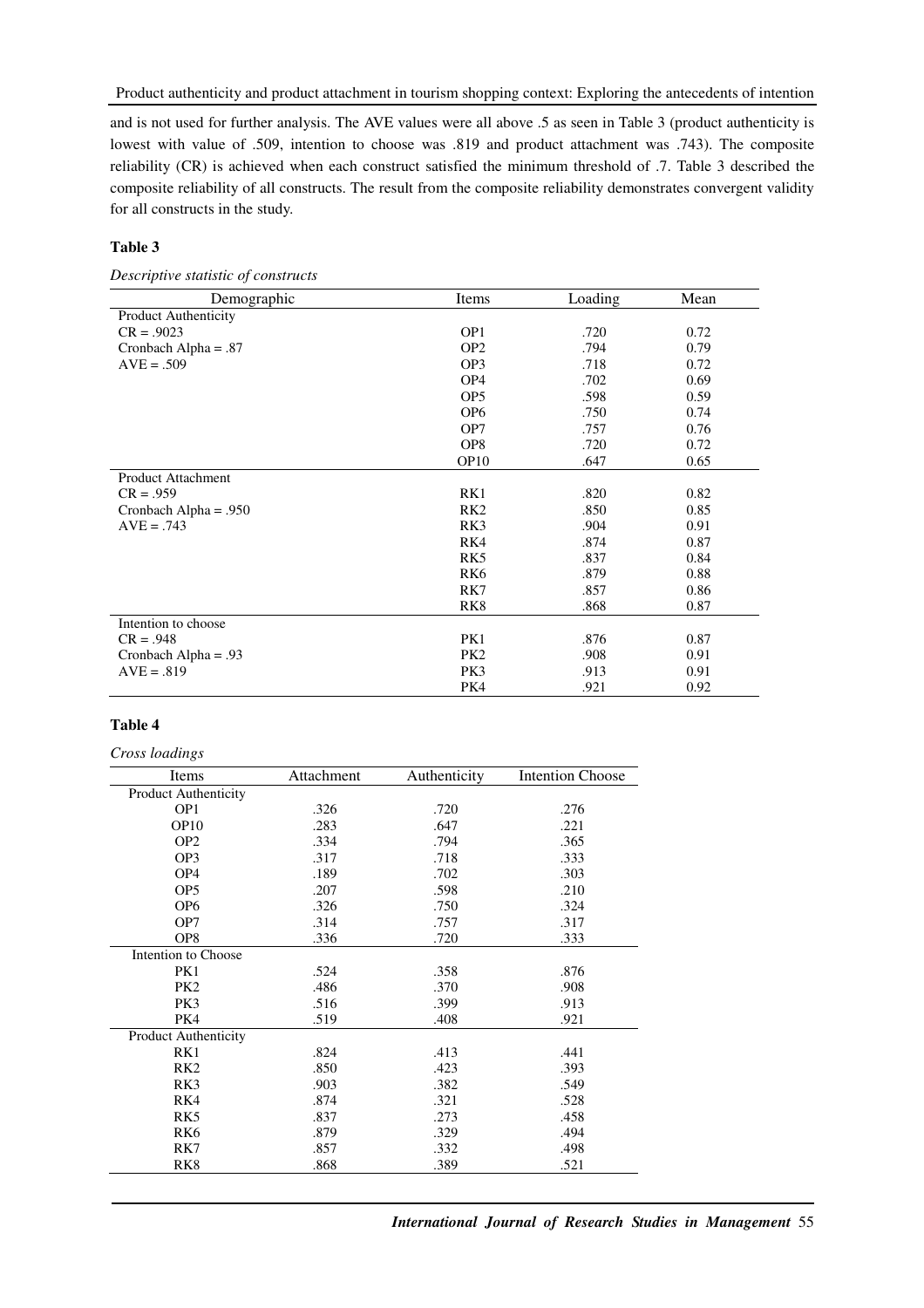and is not used for further analysis. The AVE values were all above .5 as seen in Table 3 (product authenticity is lowest with value of .509, intention to choose was .819 and product attachment was .743). The composite reliability (CR) is achieved when each construct satisfied the minimum threshold of .7. Table 3 described the composite reliability of all constructs. The result from the composite reliability demonstrates convergent validity for all constructs in the study.

**Table 3**

*Descriptive statistic of constructs*

| Demographic | Items | Loading | Mean |
|---|---|---|---|
| Product Authenticity | | | |
| CR = .9023 | OP1 | .720 | 0.72 |
| Cronbach Alpha = .87 | OP2 | .794 | 0.79 |
| AVE = .509 | OP3 | .718 | 0.72 |
| | OP4 | .702 | 0.69 |
| | OP5 | .598 | 0.59 |
| | OP6 | .750 | 0.74 |
| | OP7 | .757 | 0.76 |
| | OP8 | .720 | 0.72 |
| | OP10 | .647 | 0.65 |
| Product Attachment | | | |
| CR = .959 | RK1 | .820 | 0.82 |
| Cronbach Alpha = .950 | RK2 | .850 | 0.85 |
| AVE = .743 | RK3 | .904 | 0.91 |
| | RK4 | .874 | 0.87 |
| | RK5 | .837 | 0.84 |
| | RK6 | .879 | 0.88 |
| | RK7 | .857 | 0.86 |
| | RK8 | .868 | 0.87 |
| Intention to choose | | | |
| CR = .948 | PK1 | .876 | 0.87 |
| Cronbach Alpha = .93 | PK2 | .908 | 0.91 |
| AVE = .819 | PK3 | .913 | 0.91 |
| | PK4 | .921 | 0.92 |

**Table 4**

*Cross loadings*

| Items | Attachment | Authenticity | Intention Choose |
|---|---|---|---|
| Product Authenticity | | | |
| OP1 | .326 | .720 | .276 |
| OP10 | .283 | .647 | .221 |
| OP2 | .334 | .794 | .365 |
| OP3 | .317 | .718 | .333 |
| OP4 | .189 | .702 | .303 |
| OP5 | .207 | .598 | .210 |
| OP6 | .326 | .750 | .324 |
| OP7 | .314 | .757 | .317 |
| OP8 | .336 | .720 | .333 |
| Intention to Choose | | | |
| PK1 | .524 | .358 | .876 |
| PK2 | .486 | .370 | .908 |
| PK3 | .516 | .399 | .913 |
| PK4 | .519 | .408 | .921 |
| Product Authenticity | | | |
| RK1 | .824 | .413 | .441 |
| RK2 | .850 | .423 | .393 |
| RK3 | .903 | .382 | .549 |
| RK4 | .874 | .321 | .528 |
| RK5 | .837 | .273 | .458 |
| RK6 | .879 | .329 | .494 |
| RK7 | .857 | .332 | .498 |
| RK8 | .868 | .389 | .521 |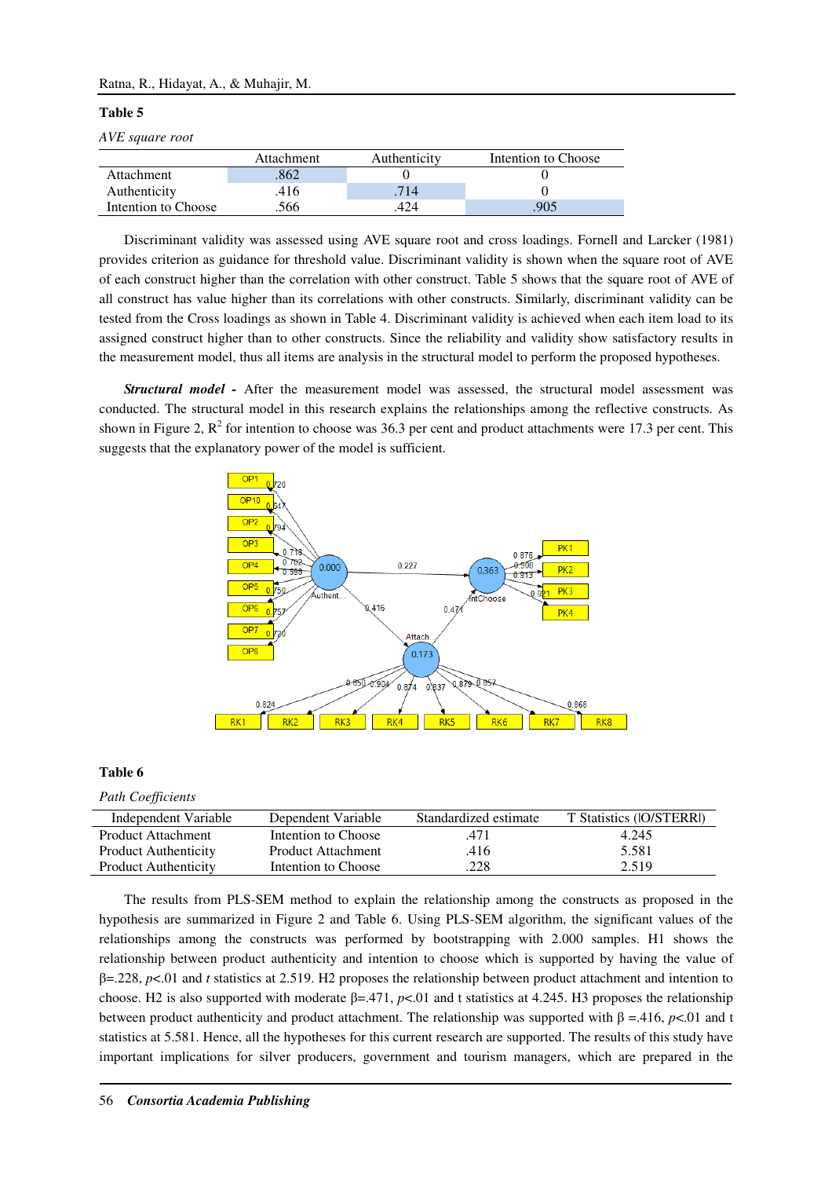**Table 5**

*AVE square root*

| | Attachment | Authenticity | Intention to Choose |
|---|---|---|---|
| Attachment | .862 | 0 | 0 |
| Authenticity | .416 | .714 | 0 |
| Intention to Choose | .566 | .424 | .905 |

Discriminant validity was assessed using AVE square root and cross loadings. Fornell and Larcker (1981) provides criterion as guidance for threshold value. Discriminant validity is shown when the square root of AVE of each construct higher than the correlation with other construct. Table 5 shows that the square root of AVE of all construct has value higher than its correlations with other constructs. Similarly, discriminant validity can be tested from the Cross loadings as shown in Table 4. Discriminant validity is achieved when each item load to its assigned construct higher than to other constructs. Since the reliability and validity show satisfactory results in the measurement model, thus all items are analysis in the structural model to perform the proposed hypotheses.

***Structural model -*** After the measurement model was assessed, the structural model assessment was conducted. The structural model in this research explains the relationships among the reflective constructs. As shown in Figure 2, $R^2$ for intention to choose was 36.3 per cent and product attachments were 17.3 per cent. This suggests that the explanatory power of the model is sufficient.

**Table 6**

*Path Coefficients*

| Independent Variable | Dependent Variable | Standardized estimate | T Statistics (\|O/STERR\|) |
|---|---|---|---|
| Product Attachment | Intention to Choose | .471 | 4.245 |
| Product Authenticity | Product Attachment | .416 | 5.581 |
| Product Authenticity | Intention to Choose | .228 | 2.519 |

The results from PLS-SEM method to explain the relationship among the constructs as proposed in the hypothesis are summarized in Figure 2 and Table 6. Using PLS-SEM algorithm, the significant values of the relationships among the constructs was performed by bootstrapping with 2.000 samples. H1 shows the relationship between product authenticity and intention to choose which is supported by having the value of $\beta$=.228, $p$<.01 and $t$ statistics at 2.519. H2 proposes the relationship between product attachment and intention to choose. H2 is also supported with moderate $\beta$=.471, $p$<.01 and t statistics at 4.245. H3 proposes the relationship between product authenticity and product attachment. The relationship was supported with $\beta$ =.416, $p$<.01 and t statistics at 5.581. Hence, all the hypotheses for this current research are supported. The results of this study have important implications for silver producers, government and tourism managers, which are prepared in the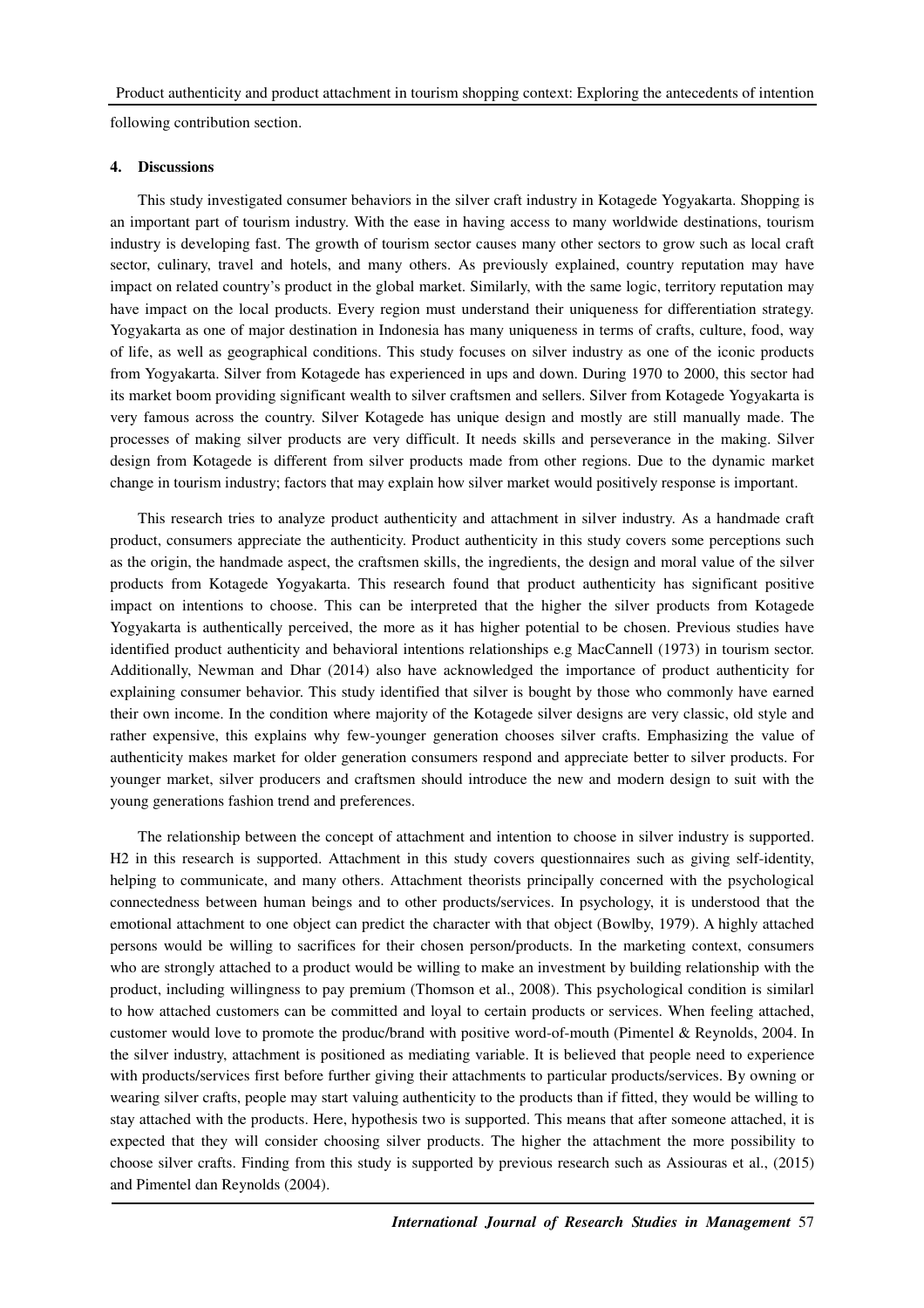following contribution section.

## 4. Discussions

This study investigated consumer behaviors in the silver craft industry in Kotagede Yogyakarta. Shopping is an important part of tourism industry. With the ease in having access to many worldwide destinations, tourism industry is developing fast. The growth of tourism sector causes many other sectors to grow such as local craft sector, culinary, travel and hotels, and many others. As previously explained, country reputation may have impact on related country's product in the global market. Similarly, with the same logic, territory reputation may have impact on the local products. Every region must understand their uniqueness for differentiation strategy. Yogyakarta as one of major destination in Indonesia has many uniqueness in terms of crafts, culture, food, way of life, as well as geographical conditions. This study focuses on silver industry as one of the iconic products from Yogyakarta. Silver from Kotagede has experienced in ups and down. During 1970 to 2000, this sector had its market boom providing significant wealth to silver craftsmen and sellers. Silver from Kotagede Yogyakarta is very famous across the country. Silver Kotagede has unique design and mostly are still manually made. The processes of making silver products are very difficult. It needs skills and perseverance in the making. Silver design from Kotagede is different from silver products made from other regions. Due to the dynamic market change in tourism industry; factors that may explain how silver market would positively response is important.

This research tries to analyze product authenticity and attachment in silver industry. As a handmade craft product, consumers appreciate the authenticity. Product authenticity in this study covers some perceptions such as the origin, the handmade aspect, the craftsmen skills, the ingredients, the design and moral value of the silver products from Kotagede Yogyakarta. This research found that product authenticity has significant positive impact on intentions to choose. This can be interpreted that the higher the silver products from Kotagede Yogyakarta is authentically perceived, the more as it has higher potential to be chosen. Previous studies have identified product authenticity and behavioral intentions relationships e.g MacCannell (1973) in tourism sector. Additionally, Newman and Dhar (2014) also have acknowledged the importance of product authenticity for explaining consumer behavior. This study identified that silver is bought by those who commonly have earned their own income. In the condition where majority of the Kotagede silver designs are very classic, old style and rather expensive, this explains why few-younger generation chooses silver crafts. Emphasizing the value of authenticity makes market for older generation consumers respond and appreciate better to silver products. For younger market, silver producers and craftsmen should introduce the new and modern design to suit with the young generations fashion trend and preferences.

The relationship between the concept of attachment and intention to choose in silver industry is supported. H2 in this research is supported. Attachment in this study covers questionnaires such as giving self-identity, helping to communicate, and many others. Attachment theorists principally concerned with the psychological connectedness between human beings and to other products/services. In psychology, it is understood that the emotional attachment to one object can predict the character with that object (Bowlby, 1979). A highly attached persons would be willing to sacrifices for their chosen person/products. In the marketing context, consumers who are strongly attached to a product would be willing to make an investment by building relationship with the product, including willingness to pay premium (Thomson et al., 2008). This psychological condition is similarl to how attached customers can be committed and loyal to certain products or services. When feeling attached, customer would love to promote the produc/brand with positive word-of-mouth (Pimentel & Reynolds, 2004. In the silver industry, attachment is positioned as mediating variable. It is believed that people need to experience with products/services first before further giving their attachments to particular products/services. By owning or wearing silver crafts, people may start valuing authenticity to the products than if fitted, they would be willing to stay attached with the products. Here, hypothesis two is supported. This means that after someone attached, it is expected that they will consider choosing silver products. The higher the attachment the more possibility to choose silver crafts. Finding from this study is supported by previous research such as Assiouras et al., (2015) and Pimentel dan Reynolds (2004).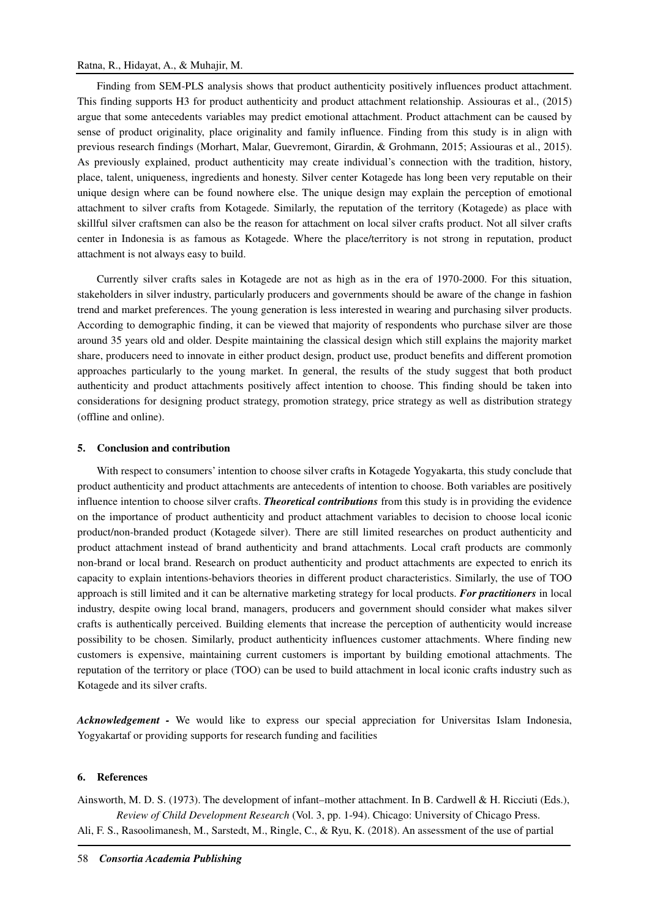Finding from SEM-PLS analysis shows that product authenticity positively influences product attachment. This finding supports H3 for product authenticity and product attachment relationship. Assiouras et al., (2015) argue that some antecedents variables may predict emotional attachment. Product attachment can be caused by sense of product originality, place originality and family influence. Finding from this study is in align with previous research findings (Morhart, Malar, Guevremont, Girardin, & Grohmann, 2015; Assiouras et al., 2015). As previously explained, product authenticity may create individual's connection with the tradition, history, place, talent, uniqueness, ingredients and honesty. Silver center Kotagede has long been very reputable on their unique design where can be found nowhere else. The unique design may explain the perception of emotional attachment to silver crafts from Kotagede. Similarly, the reputation of the territory (Kotagede) as place with skillful silver craftsmen can also be the reason for attachment on local silver crafts product. Not all silver crafts center in Indonesia is as famous as Kotagede. Where the place/territory is not strong in reputation, product attachment is not always easy to build.

Currently silver crafts sales in Kotagede are not as high as in the era of 1970-2000. For this situation, stakeholders in silver industry, particularly producers and governments should be aware of the change in fashion trend and market preferences. The young generation is less interested in wearing and purchasing silver products. According to demographic finding, it can be viewed that majority of respondents who purchase silver are those around 35 years old and older. Despite maintaining the classical design which still explains the majority market share, producers need to innovate in either product design, product use, product benefits and different promotion approaches particularly to the young market. In general, the results of the study suggest that both product authenticity and product attachments positively affect intention to choose. This finding should be taken into considerations for designing product strategy, promotion strategy, price strategy as well as distribution strategy (offline and online).

## 5. Conclusion and contribution

With respect to consumers' intention to choose silver crafts in Kotagede Yogyakarta, this study conclude that product authenticity and product attachments are antecedents of intention to choose. Both variables are positively influence intention to choose silver crafts. ***Theoretical contributions*** from this study is in providing the evidence on the importance of product authenticity and product attachment variables to decision to choose local iconic product/non-branded product (Kotagede silver). There are still limited researches on product authenticity and product attachment instead of brand authenticity and brand attachments. Local craft products are commonly non-brand or local brand. Research on product authenticity and product attachments are expected to enrich its capacity to explain intentions-behaviors theories in different product characteristics. Similarly, the use of TOO approach is still limited and it can be alternative marketing strategy for local products. ***For practitioners*** in local industry, despite owing local brand, managers, producers and government should consider what makes silver crafts is authentically perceived. Building elements that increase the perception of authenticity would increase possibility to be chosen. Similarly, product authenticity influences customer attachments. Where finding new customers is expensive, maintaining current customers is important by building emotional attachments. The reputation of the territory or place (TOO) can be used to build attachment in local iconic crafts industry such as Kotagede and its silver crafts.

***Acknowledgement -*** We would like to express our special appreciation for Universitas Islam Indonesia, Yogyakartaf or providing supports for research funding and facilities

## 6. References

Ainsworth, M. D. S. (1973). The development of infant–mother attachment. In B. Cardwell & H. Ricciuti (Eds.), *Review of Child Development Research* (Vol. 3, pp. 1-94). Chicago: University of Chicago Press.

Ali, F. S., Rasoolimanesh, M., Sarstedt, M., Ringle, C., & Ryu, K. (2018). An assessment of the use of partial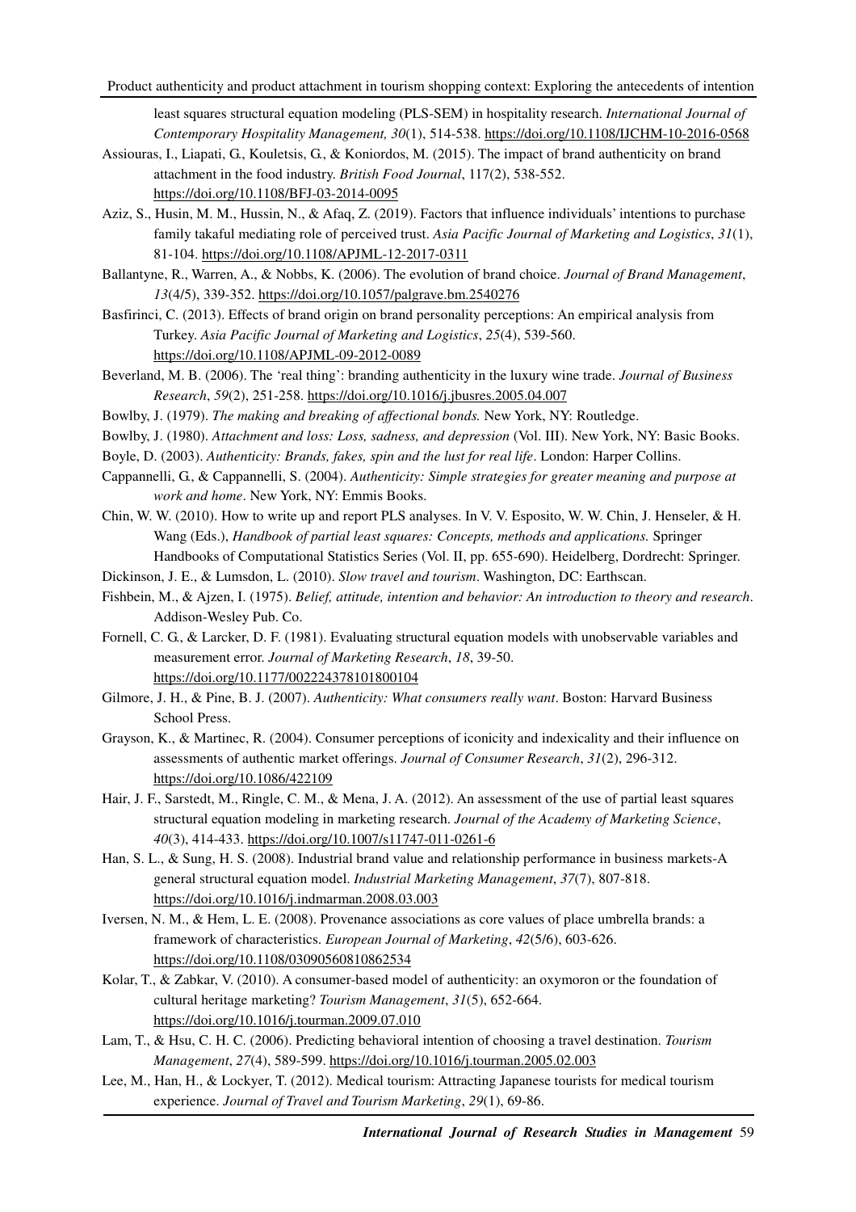least squares structural equation modeling (PLS-SEM) in hospitality research. *International Journal of Contemporary Hospitality Management, 30*(1), 514-538. https://doi.org/10.1108/IJCHM-10-2016-0568

Assiouras, I., Liapati, G., Kouletsis, G., & Koniordos, M. (2015). The impact of brand authenticity on brand attachment in the food industry. *British Food Journal*, 117(2), 538-552. https://doi.org/10.1108/BFJ-03-2014-0095

Aziz, S., Husin, M. M., Hussin, N., & Afaq, Z. (2019). Factors that influence individuals' intentions to purchase family takaful mediating role of perceived trust. *Asia Pacific Journal of Marketing and Logistics*, *31*(1), 81-104. https://doi.org/10.1108/APJML-12-2017-0311

Ballantyne, R., Warren, A., & Nobbs, K. (2006). The evolution of brand choice. *Journal of Brand Management*, *13*(4/5), 339-352. https://doi.org/10.1057/palgrave.bm.2540276

Basfirinci, C. (2013). Effects of brand origin on brand personality perceptions: An empirical analysis from Turkey. *Asia Pacific Journal of Marketing and Logistics*, *25*(4), 539-560. https://doi.org/10.1108/APJML-09-2012-0089

Beverland, M. B. (2006). The 'real thing': branding authenticity in the luxury wine trade. *Journal of Business Research*, *59*(2), 251-258. https://doi.org/10.1016/j.jbusres.2005.04.007

Bowlby, J. (1979). *The making and breaking of affectional bonds.* New York, NY: Routledge.

Bowlby, J. (1980). *Attachment and loss: Loss, sadness, and depression* (Vol. III). New York, NY: Basic Books.

Boyle, D. (2003). *Authenticity: Brands, fakes, spin and the lust for real life*. London: Harper Collins.

Cappannelli, G., & Cappannelli, S. (2004). *Authenticity: Simple strategies for greater meaning and purpose at work and home*. New York, NY: Emmis Books.

Chin, W. W. (2010). How to write up and report PLS analyses. In V. V. Esposito, W. W. Chin, J. Henseler, & H. Wang (Eds.), *Handbook of partial least squares: Concepts, methods and applications.* Springer Handbooks of Computational Statistics Series (Vol. II, pp. 655-690). Heidelberg, Dordrecht: Springer.

Dickinson, J. E., & Lumsdon, L. (2010). *Slow travel and tourism*. Washington, DC: Earthscan.

Fishbein, M., & Ajzen, I. (1975). *Belief, attitude, intention and behavior: An introduction to theory and research*. Addison-Wesley Pub. Co.

Fornell, C. G., & Larcker, D. F. (1981). Evaluating structural equation models with unobservable variables and measurement error. *Journal of Marketing Research*, *18*, 39-50. https://doi.org/10.1177/002224378101800104

Gilmore, J. H., & Pine, B. J. (2007). *Authenticity: What consumers really want*. Boston: Harvard Business School Press.

Grayson, K., & Martinec, R. (2004). Consumer perceptions of iconicity and indexicality and their influence on assessments of authentic market offerings. *Journal of Consumer Research*, *31*(2), 296-312. https://doi.org/10.1086/422109

Hair, J. F., Sarstedt, M., Ringle, C. M., & Mena, J. A. (2012). An assessment of the use of partial least squares structural equation modeling in marketing research. *Journal of the Academy of Marketing Science*, *40*(3), 414-433. https://doi.org/10.1007/s11747-011-0261-6

Han, S. L., & Sung, H. S. (2008). Industrial brand value and relationship performance in business markets-A general structural equation model. *Industrial Marketing Management*, *37*(7), 807-818. https://doi.org/10.1016/j.indmarman.2008.03.003

Iversen, N. M., & Hem, L. E. (2008). Provenance associations as core values of place umbrella brands: a framework of characteristics. *European Journal of Marketing*, *42*(5/6), 603-626. https://doi.org/10.1108/03090560810862534

Kolar, T., & Zabkar, V. (2010). A consumer-based model of authenticity: an oxymoron or the foundation of cultural heritage marketing? *Tourism Management*, *31*(5), 652-664. https://doi.org/10.1016/j.tourman.2009.07.010

Lam, T., & Hsu, C. H. C. (2006). Predicting behavioral intention of choosing a travel destination. *Tourism Management*, *27*(4), 589-599. https://doi.org/10.1016/j.tourman.2005.02.003

Lee, M., Han, H., & Lockyer, T. (2012). Medical tourism: Attracting Japanese tourists for medical tourism experience. *Journal of Travel and Tourism Marketing*, *29*(1), 69-86.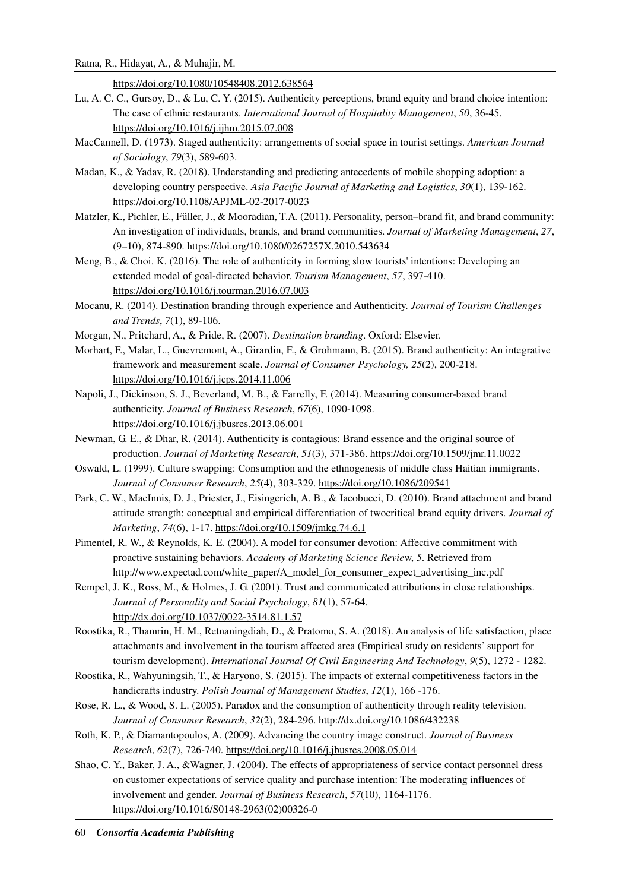https://doi.org/10.1080/10548408.2012.638564

Lu, A. C. C., Gursoy, D., & Lu, C. Y. (2015). Authenticity perceptions, brand equity and brand choice intention: The case of ethnic restaurants. *International Journal of Hospitality Management*, *50*, 36-45. https://doi.org/10.1016/j.ijhm.2015.07.008

MacCannell, D. (1973). Staged authenticity: arrangements of social space in tourist settings. *American Journal of Sociology*, *79*(3), 589-603.

Madan, K., & Yadav, R. (2018). Understanding and predicting antecedents of mobile shopping adoption: a developing country perspective. *Asia Pacific Journal of Marketing and Logistics*, *30*(1), 139-162. https://doi.org/10.1108/APJML-02-2017-0023

Matzler, K., Pichler, E., Füller, J., & Mooradian, T.A. (2011). Personality, person–brand fit, and brand community: An investigation of individuals, brands, and brand communities. *Journal of Marketing Management*, *27*, (9–10), 874-890. https://doi.org/10.1080/0267257X.2010.543634

Meng, B., & Choi. K. (2016). The role of authenticity in forming slow tourists' intentions: Developing an extended model of goal-directed behavior. *Tourism Management*, *57*, 397-410. https://doi.org/10.1016/j.tourman.2016.07.003

Mocanu, R. (2014). Destination branding through experience and Authenticity. *Journal of Tourism Challenges and Trends*, *7*(1), 89-106.

Morgan, N., Pritchard, A., & Pride, R. (2007). *Destination branding*. Oxford: Elsevier.

Morhart, F., Malar, L., Guevremont, A., Girardin, F., & Grohmann, B. (2015). Brand authenticity: An integrative framework and measurement scale. *Journal of Consumer Psychology, 25*(2), 200-218. https://doi.org/10.1016/j.jcps.2014.11.006

Napoli, J., Dickinson, S. J., Beverland, M. B., & Farrelly, F. (2014). Measuring consumer-based brand authenticity. *Journal of Business Research*, *67*(6), 1090-1098. https://doi.org/10.1016/j.jbusres.2013.06.001

Newman, G. E., & Dhar, R. (2014). Authenticity is contagious: Brand essence and the original source of production. *Journal of Marketing Research*, *51*(3), 371-386. https://doi.org/10.1509/jmr.11.0022

Oswald, L. (1999). Culture swapping: Consumption and the ethnogenesis of middle class Haitian immigrants. *Journal of Consumer Research*, *25*(4), 303-329. https://doi.org/10.1086/209541

Park, C. W., MacInnis, D. J., Priester, J., Eisingerich, A. B., & Iacobucci, D. (2010). Brand attachment and brand attitude strength: conceptual and empirical differentiation of twocritical brand equity drivers. *Journal of Marketing*, *74*(6), 1-17. https://doi.org/10.1509/jmkg.74.6.1

Pimentel, R. W., & Reynolds, K. E. (2004). A model for consumer devotion: Affective commitment with proactive sustaining behaviors. *Academy of Marketing Science Review*, *5*. Retrieved from http://www.expectad.com/white_paper/A_model_for_consumer_expect_advertising_inc.pdf

Rempel, J. K., Ross, M., & Holmes, J. G. (2001). Trust and communicated attributions in close relationships. *Journal of Personality and Social Psychology*, *81*(1), 57-64. http://dx.doi.org/10.1037/0022-3514.81.1.57

Roostika, R., Thamrin, H. M., Retnaningdiah, D., & Pratomo, S. A. (2018). An analysis of life satisfaction, place attachments and involvement in the tourism affected area (Empirical study on residents' support for tourism development). *International Journal Of Civil Engineering And Technology*, *9*(5), 1272 - 1282.

Roostika, R., Wahyuningsih, T., & Haryono, S. (2015). The impacts of external competitiveness factors in the handicrafts industry. *Polish Journal of Management Studies*, *12*(1), 166 -176.

Rose, R. L., & Wood, S. L. (2005). Paradox and the consumption of authenticity through reality television. *Journal of Consumer Research*, *32*(2), 284-296. http://dx.doi.org/10.1086/432238

Roth, K. P., & Diamantopoulos, A. (2009). Advancing the country image construct. *Journal of Business Research*, *62*(7), 726-740. https://doi.org/10.1016/j.jbusres.2008.05.014

Shao, C. Y., Baker, J. A., &Wagner, J. (2004). The effects of appropriateness of service contact personnel dress on customer expectations of service quality and purchase intention: The moderating influences of involvement and gender. *Journal of Business Research*, *57*(10), 1164-1176. https://doi.org/10.1016/S0148-2963(02)00326-0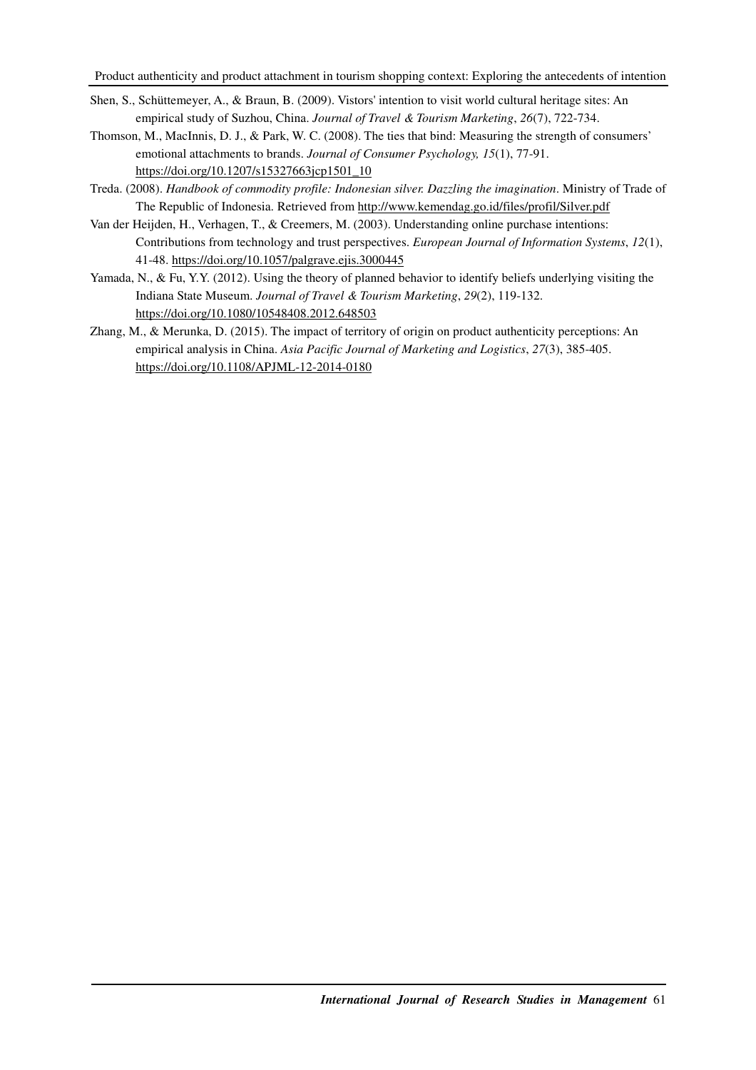Shen, S., Schüttemeyer, A., & Braun, B. (2009). Vistors' intention to visit world cultural heritage sites: An empirical study of Suzhou, China. *Journal of Travel & Tourism Marketing*, *26*(7), 722-734.

Thomson, M., MacInnis, D. J., & Park, W. C. (2008). The ties that bind: Measuring the strength of consumers' emotional attachments to brands. *Journal of Consumer Psychology, 15*(1), 77-91. https://doi.org/10.1207/s15327663jcp1501_10

Treda. (2008). *Handbook of commodity profile: Indonesian silver. Dazzling the imagination*. Ministry of Trade of The Republic of Indonesia. Retrieved from http://www.kemendag.go.id/files/profil/Silver.pdf

Van der Heijden, H., Verhagen, T., & Creemers, M. (2003). Understanding online purchase intentions: Contributions from technology and trust perspectives. *European Journal of Information Systems*, *12*(1), 41-48. https://doi.org/10.1057/palgrave.ejis.3000445

Yamada, N., & Fu, Y.Y. (2012). Using the theory of planned behavior to identify beliefs underlying visiting the Indiana State Museum. *Journal of Travel & Tourism Marketing*, *29*(2), 119-132. https://doi.org/10.1080/10548408.2012.648503

Zhang, M., & Merunka, D. (2015). The impact of territory of origin on product authenticity perceptions: An empirical analysis in China. *Asia Pacific Journal of Marketing and Logistics*, *27*(3), 385-405. https://doi.org/10.1108/APJML-12-2014-0180